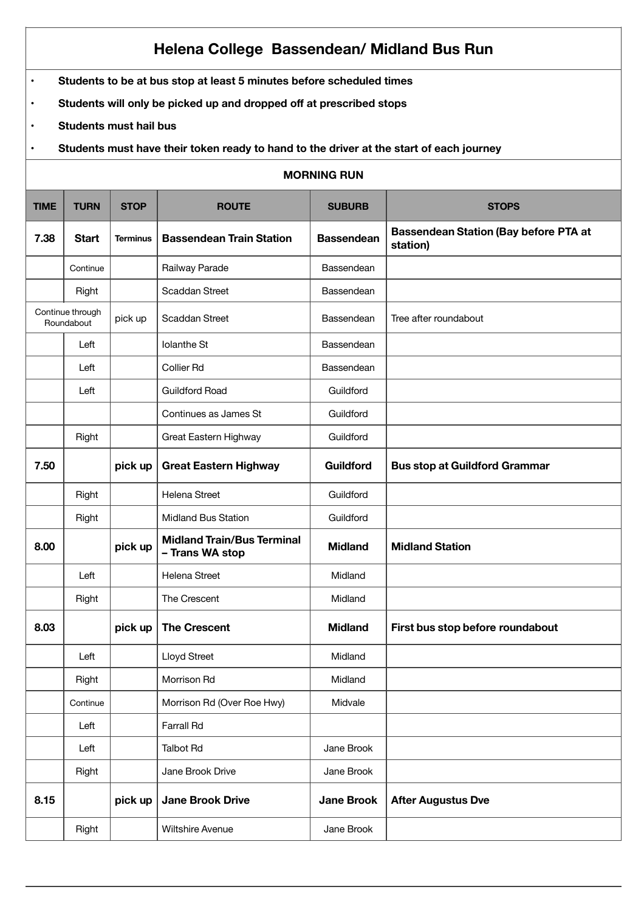# Helena College Bassendean/ Midland Bus Run

- **Students to be at bus stop at least 5 minutes before scheduled times**
- **Students will only be picked up and dropped off at prescribed stops**
- **Students must hail bus**
- **Students must have their token ready to hand to the driver at the start of each journey**

## MORNING RUN

| TIME | TURN | STOP | ROUTE | SUBURB | STOPS |
|---|---|---|---|---|---|
| **7.38** | **Start** | **Terminus** | **Bassendean Train Station** | **Bassendean** | **Bassendean Station (Bay before PTA at station)** |
| | Continue | | Railway Parade | Bassendean | |
| | Right | | Scaddan Street | Bassendean | |
| Continue through Roundabout | | pick up | Scaddan Street | Bassendean | Tree after roundabout |
| | Left | | Iolanthe St | Bassendean | |
| | Left | | Collier Rd | Bassendean | |
| | Left | | Guildford Road | Guildford | |
| | | | Continues as James St | Guildford | |
| | Right | | Great Eastern Highway | Guildford | |
| **7.50** | | **pick up** | **Great Eastern Highway** | **Guildford** | **Bus stop at Guildford Grammar** |
| | Right | | Helena Street | Guildford | |
| | Right | | Midland Bus Station | Guildford | |
| **8.00** | | **pick up** | **Midland Train/Bus Terminal – Trans WA stop** | **Midland** | **Midland Station** |
| | Left | | Helena Street | Midland | |
| | Right | | The Crescent | Midland | |
| **8.03** | | **pick up** | **The Crescent** | **Midland** | **First bus stop before roundabout** |
| | Left | | Lloyd Street | Midland | |
| | Right | | Morrison Rd | Midland | |
| | Continue | | Morrison Rd (Over Roe Hwy) | Midvale | |
| | Left | | Farrall Rd | | |
| | Left | | Talbot Rd | Jane Brook | |
| | Right | | Jane Brook Drive | Jane Brook | |
| **8.15** | | **pick up** | **Jane Brook Drive** | **Jane Brook** | **After Augustus Dve** |
| | Right | | Wiltshire Avenue | Jane Brook | |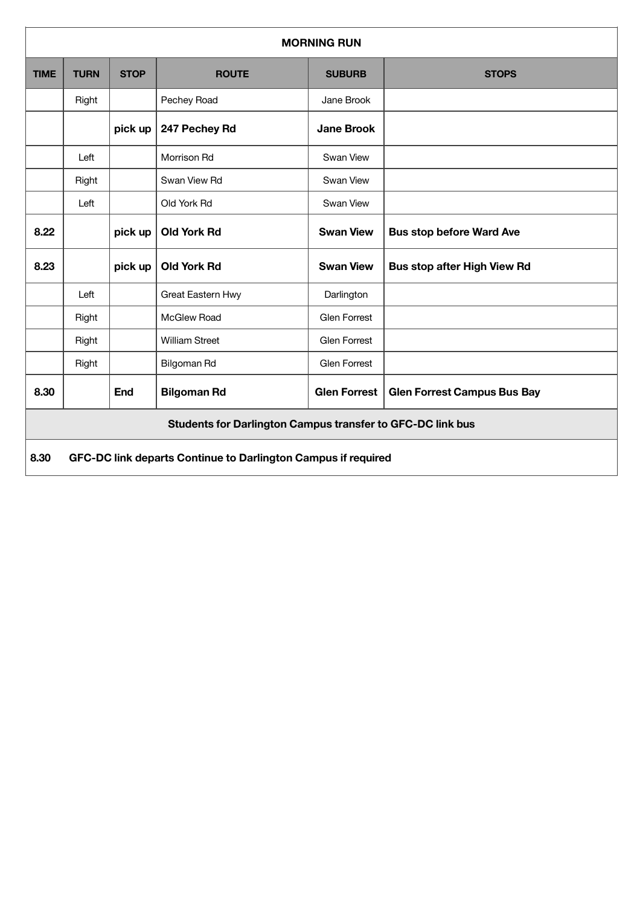| MORNING RUN | | | | | |
|---|---|---|---|---|---|
| **TIME** | **TURN** | **STOP** | **ROUTE** | **SUBURB** | **STOPS** |
| | Right | | Pechey Road | Jane Brook | |
| | | **pick up** | **247 Pechey Rd** | **Jane Brook** | |
| | Left | | Morrison Rd | Swan View | |
| | Right | | Swan View Rd | Swan View | |
| | Left | | Old York Rd | Swan View | |
| **8.22** | | **pick up** | **Old York Rd** | **Swan View** | **Bus stop before Ward Ave** |
| **8.23** | | **pick up** | **Old York Rd** | **Swan View** | **Bus stop after High View Rd** |
| | Left | | Great Eastern Hwy | Darlington | |
| | Right | | McGlew Road | Glen Forrest | |
| | Right | | William Street | Glen Forrest | |
| | Right | | Bilgoman Rd | Glen Forrest | |
| **8.30** | | **End** | **Bilgoman Rd** | **Glen Forrest** | **Glen Forrest Campus Bus Bay** |
| **Students for Darlington Campus transfer to GFC-DC link bus** | | | | | |
| **8.30** | **GFC-DC link departs Continue to Darlington Campus if required** | | | | |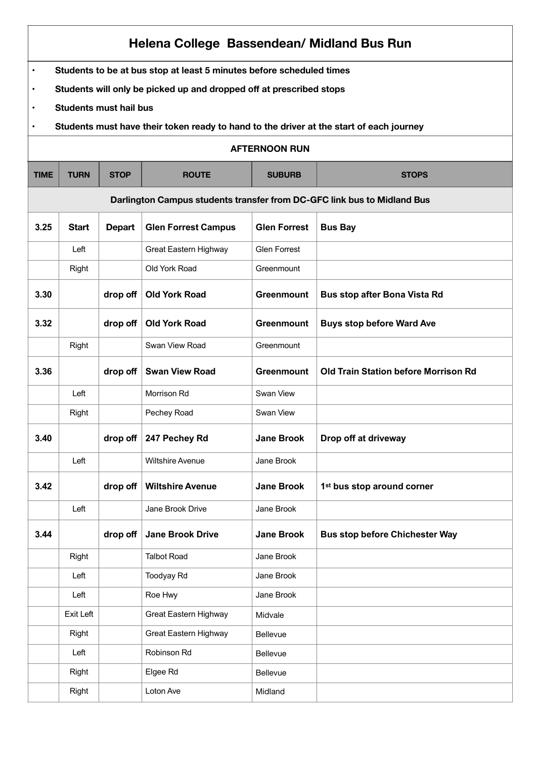# Helena College Bassendean/ Midland Bus Run

- **Students to be at bus stop at least 5 minutes before scheduled times**
- **Students will only be picked up and dropped off at prescribed stops**
- **Students must hail bus**
- **Students must have their token ready to hand to the driver at the start of each journey**

**AFTERNOON RUN**

| TIME | TURN | STOP | ROUTE | SUBURB | STOPS |
|---|---|---|---|---|---|
| **Darlington Campus students transfer from DC-GFC link bus to Midland Bus** | | | | | |
| **3.25** | **Start** | **Depart** | **Glen Forrest Campus** | **Glen Forrest** | **Bus Bay** |
| | Left | | Great Eastern Highway | Glen Forrest | |
| | Right | | Old York Road | Greenmount | |
| **3.30** | | **drop off** | **Old York Road** | **Greenmount** | **Bus stop after Bona Vista Rd** |
| **3.32** | | **drop off** | **Old York Road** | **Greenmount** | **Buys stop before Ward Ave** |
| | Right | | Swan View Road | Greenmount | |
| **3.36** | | **drop off** | **Swan View Road** | **Greenmount** | **Old Train Station before Morrison Rd** |
| | Left | | Morrison Rd | Swan View | |
| | Right | | Pechey Road | Swan View | |
| **3.40** | | **drop off** | **247 Pechey Rd** | **Jane Brook** | **Drop off at driveway** |
| | Left | | Wiltshire Avenue | Jane Brook | |
| **3.42** | | **drop off** | **Wiltshire Avenue** | **Jane Brook** | **1st bus stop around corner** |
| | Left | | Jane Brook Drive | Jane Brook | |
| **3.44** | | **drop off** | **Jane Brook Drive** | **Jane Brook** | **Bus stop before Chichester Way** |
| | Right | | Talbot Road | Jane Brook | |
| | Left | | Toodyay Rd | Jane Brook | |
| | Left | | Roe Hwy | Jane Brook | |
| | Exit Left | | Great Eastern Highway | Midvale | |
| | Right | | Great Eastern Highway | Bellevue | |
| | Left | | Robinson Rd | Bellevue | |
| | Right | | Elgee Rd | Bellevue | |
| | Right | | Loton Ave | Midland | |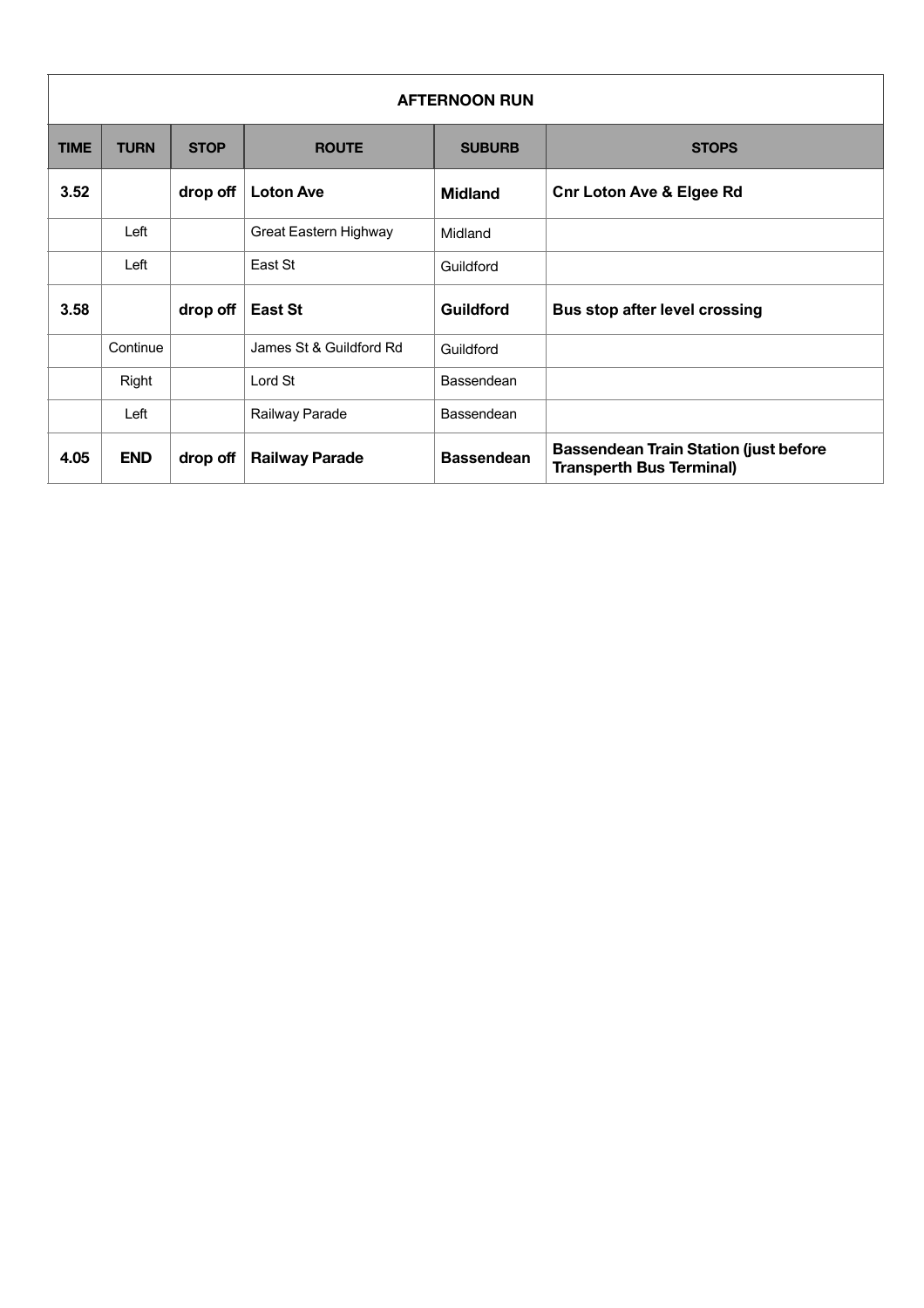| AFTERNOON RUN | | | | | |
|---|---|---|---|---|---|
| **TIME** | **TURN** | **STOP** | **ROUTE** | **SUBURB** | **STOPS** |
| **3.52** | | **drop off** | **Loton Ave** | **Midland** | **Cnr Loton Ave & Elgee Rd** |
| | Left | | Great Eastern Highway | Midland | |
| | Left | | East St | Guildford | |
| **3.58** | | **drop off** | **East St** | **Guildford** | **Bus stop after level crossing** |
| | Continue | | James St & Guildford Rd | Guildford | |
| | Right | | Lord St | Bassendean | |
| | Left | | Railway Parade | Bassendean | |
| **4.05** | **END** | **drop off** | **Railway Parade** | **Bassendean** | **Bassendean Train Station (just before Transperth Bus Terminal)** |